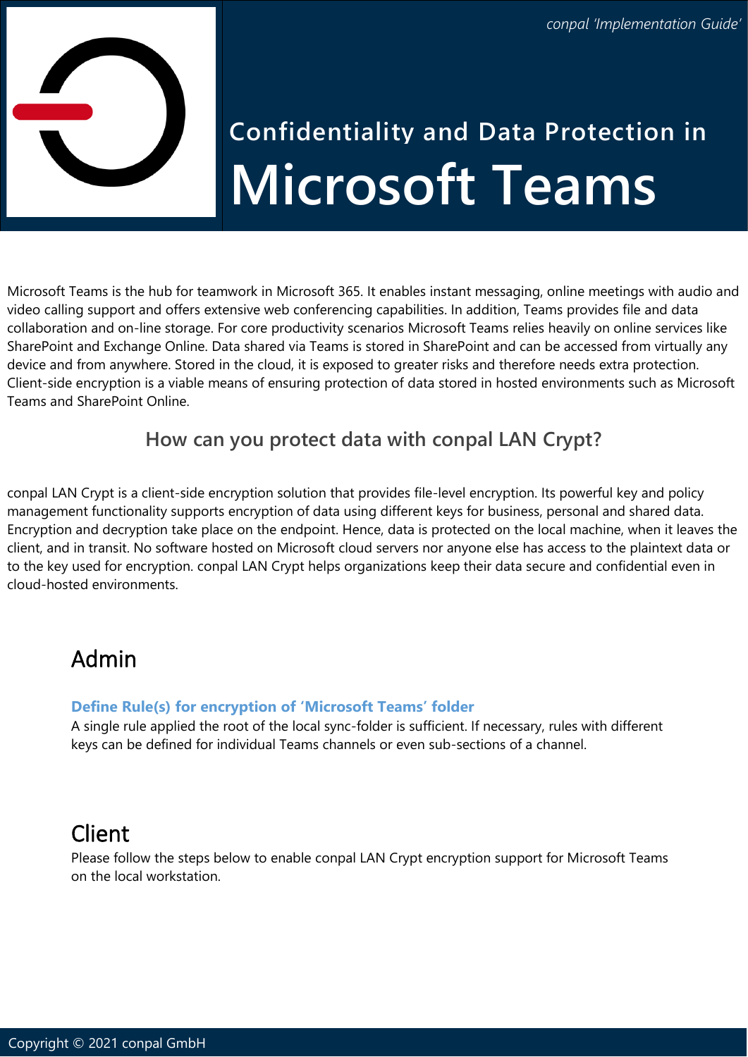*conpal 'Implementation Guide'*

# Confidentiality and Data Protection in Microsoft Teams

Microsoft Teams is the hub for teamwork in Microsoft 365. It enables instant messaging, online meetings with audio and video calling support and offers extensive web conferencing capabilities. In addition, Teams provides file and data collaboration and on-line storage. For core productivity scenarios Microsoft Teams relies heavily on online services like SharePoint and Exchange Online. Data shared via Teams is stored in SharePoint and can be accessed from virtually any device and from anywhere. Stored in the cloud, it is exposed to greater risks and therefore needs extra protection. Client-side encryption is a viable means of ensuring protection of data stored in hosted environments such as Microsoft Teams and SharePoint Online.

### How can you protect data with conpal LAN Crypt?

conpal LAN Crypt is a client-side encryption solution that provides file-level encryption. Its powerful key and policy management functionality supports encryption of data using different keys for business, personal and shared data. Encryption and decryption take place on the endpoint. Hence, data is protected on the local machine, when it leaves the client, and in transit. No software hosted on Microsoft cloud servers nor anyone else has access to the plaintext data or to the key used for encryption. conpal LAN Crypt helps organizations keep their data secure and confidential even in cloud-hosted environments.

## Admin

**Define Rule(s) for encryption of 'Microsoft Teams' folder**

A single rule applied the root of the local sync-folder is sufficient. If necessary, rules with different keys can be defined for individual Teams channels or even sub-sections of a channel.

## Client

Please follow the steps below to enable conpal LAN Crypt encryption support for Microsoft Teams on the local workstation.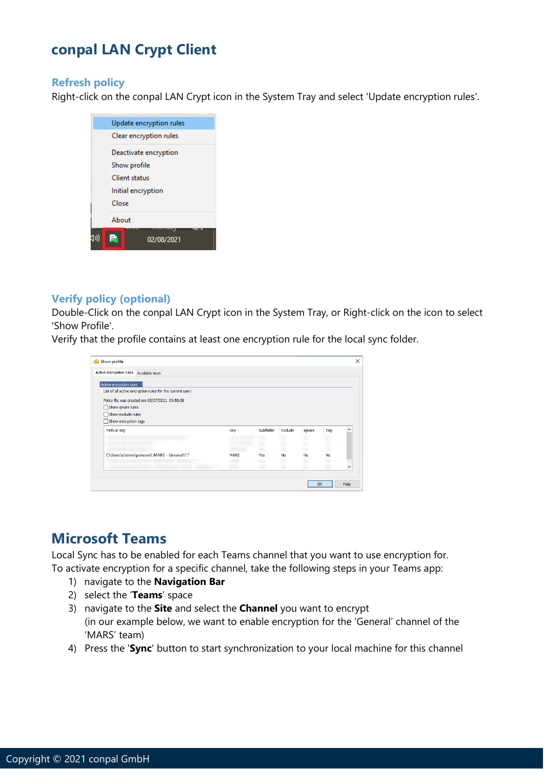# conpal LAN Crypt Client

## Refresh policy

Right-click on the conpal LAN Crypt icon in the System Tray and select 'Update encryption rules'.

## Verify policy (optional)

Double-Click on the conpal LAN Crypt icon in the System Tray, or Right-click on the icon to select 'Show Profile'.

Verify that the profile contains at least one encryption rule for the local sync folder.

# Microsoft Teams

Local Sync has to be enabled for each Teams channel that you want to use encryption for.

To activate encryption for a specific channel, take the following steps in your Teams app:

1) navigate to the **Navigation Bar**
2) select the '**Teams**' space
3) navigate to the **Site** and select the **Channel** you want to encrypt
   (in our example below, we want to enable encryption for the 'General' channel of the 'MARS' team)
4) Press the '**Sync**' button to start synchronization to your local machine for this channel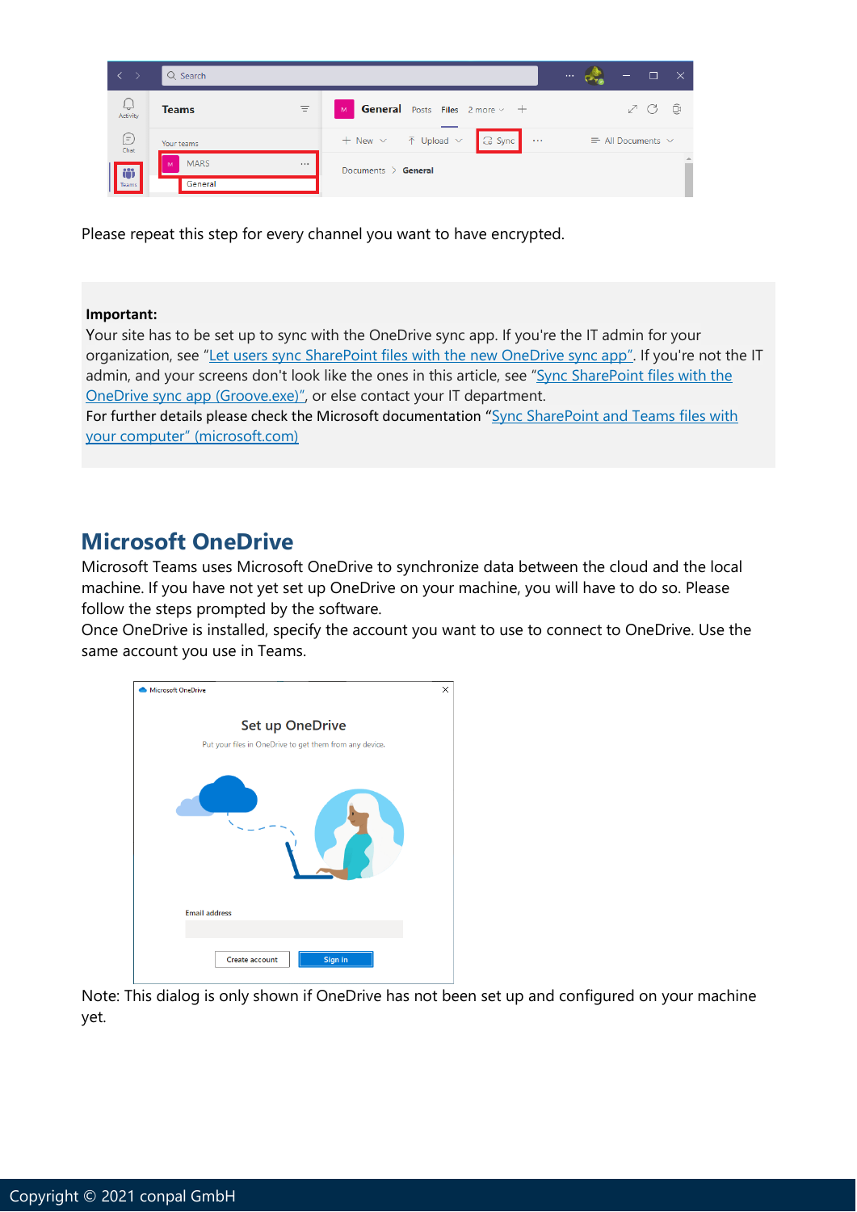Please repeat this step for every channel you want to have encrypted.

**Important:**
Your site has to be set up to sync with the OneDrive sync app. If you're the IT admin for your organization, see "Let users sync SharePoint files with the new OneDrive sync app". If you're not the IT admin, and your screens don't look like the ones in this article, see "Sync SharePoint files with the OneDrive sync app (Groove.exe)", or else contact your IT department.
For further details please check the Microsoft documentation "Sync SharePoint and Teams files with your computer" (microsoft.com)

## Microsoft OneDrive

Microsoft Teams uses Microsoft OneDrive to synchronize data between the cloud and the local machine. If you have not yet set up OneDrive on your machine, you will have to do so. Please follow the steps prompted by the software.
Once OneDrive is installed, specify the account you want to use to connect to OneDrive. Use the same account you use in Teams.

Note: This dialog is only shown if OneDrive has not been set up and configured on your machine yet.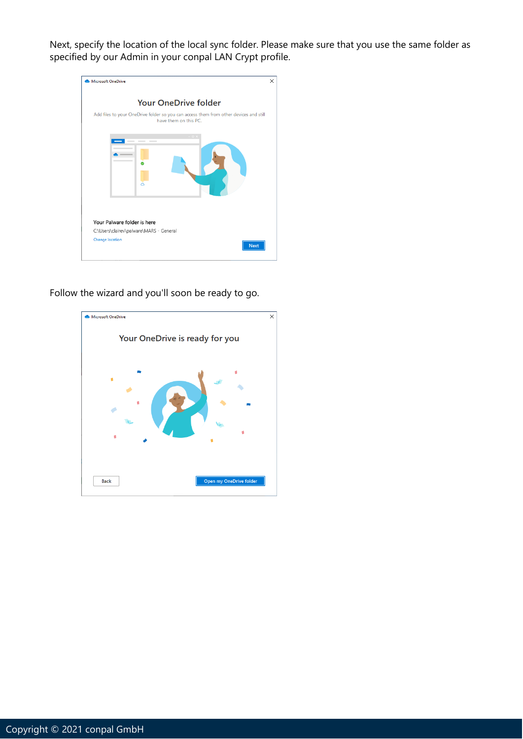Next, specify the location of the local sync folder. Please make sure that you use the same folder as specified by our Admin in your conpal LAN Crypt profile.

Follow the wizard and you'll soon be ready to go.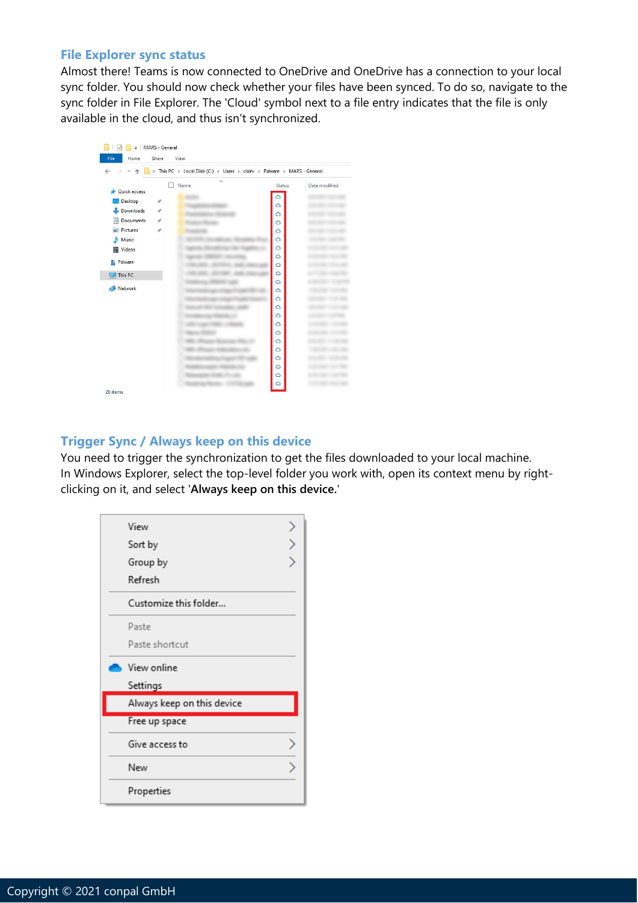## File Explorer sync status

Almost there! Teams is now connected to OneDrive and OneDrive has a connection to your local sync folder. You should now check whether your files have been synced. To do so, navigate to the sync folder in File Explorer. The 'Cloud' symbol next to a file entry indicates that the file is only available in the cloud, and thus isn't synchronized.

## Trigger Sync / Always keep on this device

You need to trigger the synchronization to get the files downloaded to your local machine. In Windows Explorer, select the top-level folder you work with, open its context menu by right-clicking on it, and select '**Always keep on this device.**'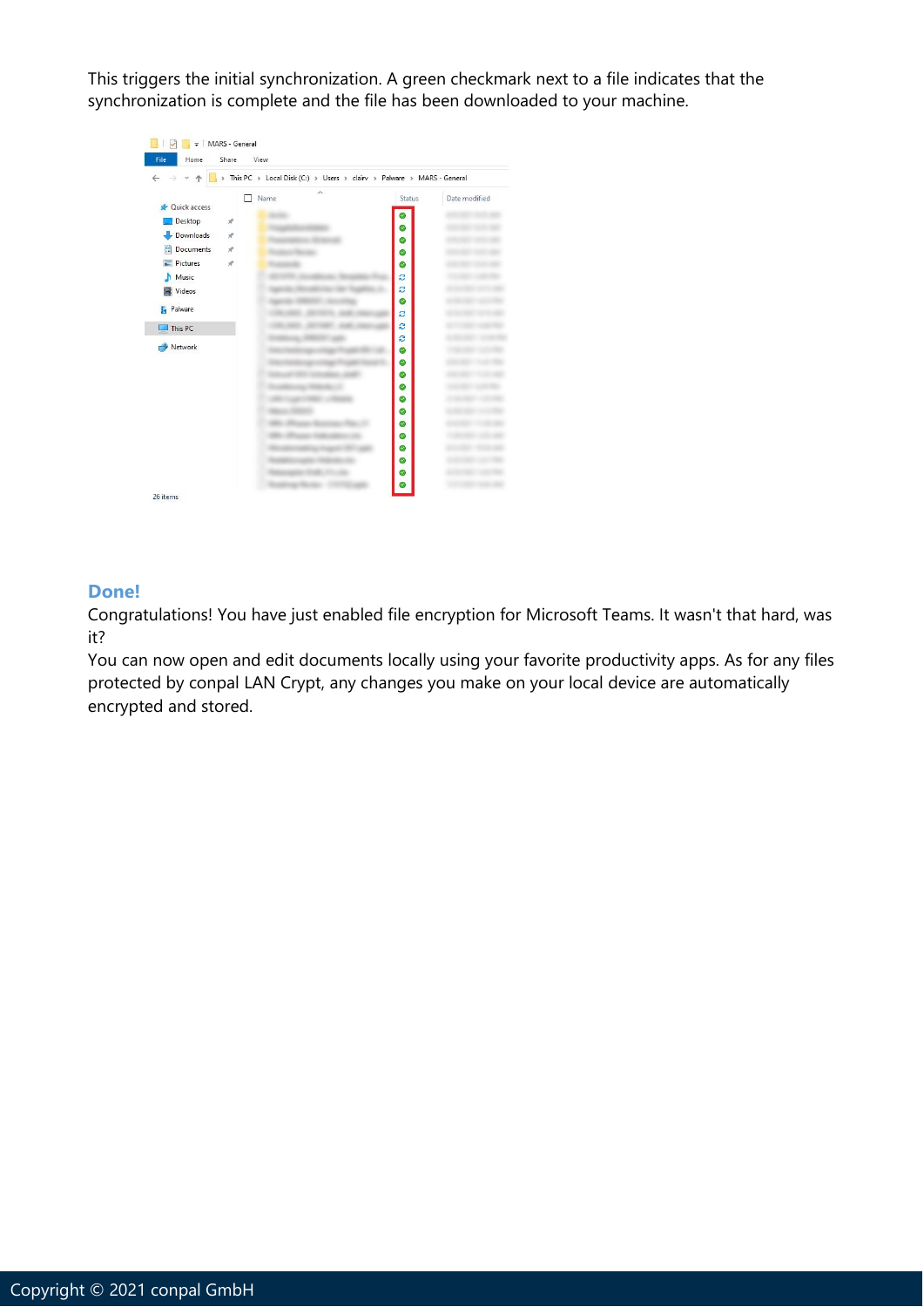This triggers the initial synchronization. A green checkmark next to a file indicates that the synchronization is complete and the file has been downloaded to your machine.

## Done!

Congratulations! You have just enabled file encryption for Microsoft Teams. It wasn't that hard, was it?

You can now open and edit documents locally using your favorite productivity apps. As for any files protected by conpal LAN Crypt, any changes you make on your local device are automatically encrypted and stored.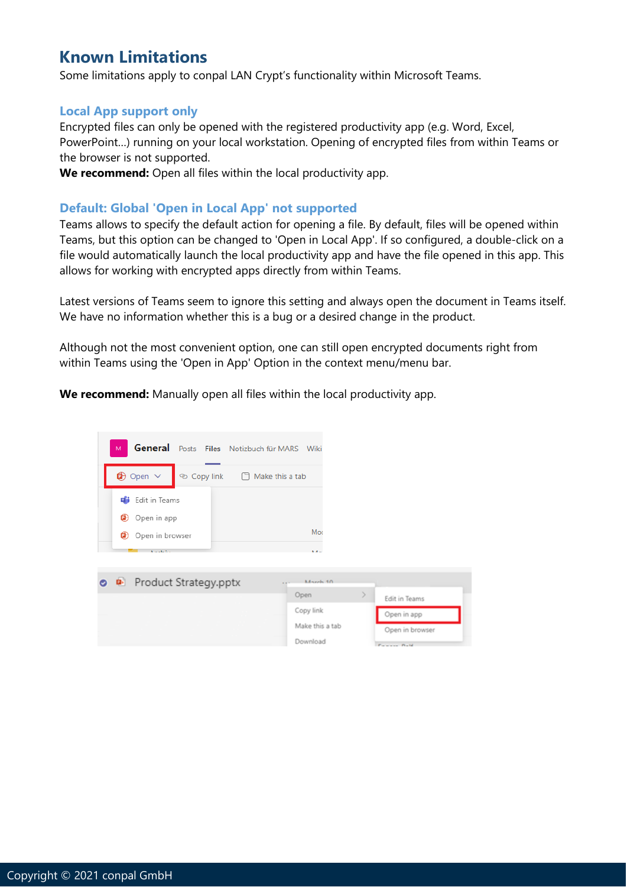# Known Limitations

Some limitations apply to conpal LAN Crypt's functionality within Microsoft Teams.

## Local App support only

Encrypted files can only be opened with the registered productivity app (e.g. Word, Excel, PowerPoint...) running on your local workstation. Opening of encrypted files from within Teams or the browser is not supported.

**We recommend:** Open all files within the local productivity app.

## Default: Global 'Open in Local App' not supported

Teams allows to specify the default action for opening a file. By default, files will be opened within Teams, but this option can be changed to 'Open in Local App'. If so configured, a double-click on a file would automatically launch the local productivity app and have the file opened in this app. This allows for working with encrypted apps directly from within Teams.

Latest versions of Teams seem to ignore this setting and always open the document in Teams itself. We have no information whether this is a bug or a desired change in the product.

Although not the most convenient option, one can still open encrypted documents right from within Teams using the 'Open in App' Option in the context menu/menu bar.

**We recommend:** Manually open all files within the local productivity app.